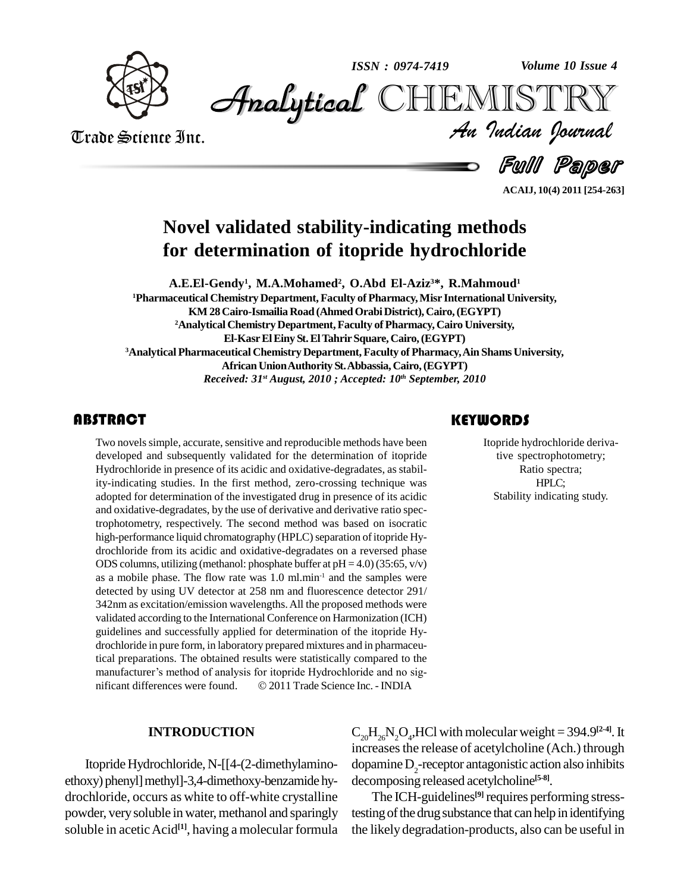# Novel validated stability-indicating methods for determination of itopride hydrochloride

**A.E.El-Gendy[1], M.A.Mohamed[2], O.Abd El-Aziz[3]*, R.Mahmoud[1]**

[1]Pharmaceutical Chemistry Department, Faculty of Pharmacy, Misr International University, KM 28 Cairo-Ismailia Road (Ahmed Orabi District), Cairo, (EGYPT)

[2]Analytical Chemistry Department, Faculty of Pharmacy, Cairo University, El-Kasr El Einy St. El Tahrir Square, Cairo, (EGYPT)

[3]Analytical Pharmaceutical Chemistry Department, Faculty of Pharmacy, Ain Shams University, African Union Authority St. Abbassia, Cairo, (EGYPT)

*Received: 31st August, 2010 ; Accepted: 10th September, 2010*

## ABSTRACT

Two novels simple, accurate, sensitive and reproducible methods have been developed and subsequently validated for the determination of itopride Hydrochloride in presence of its acidic and oxidative-degradates, as stability-indicating studies. In the first method, zero-crossing technique was adopted for determination of the investigated drug in presence of its acidic and oxidative-degradates, by the use of derivative and derivative ratio spectrophotometry, respectively. The second method was based on isocratic high-performance liquid chromatography (HPLC) separation of itopride Hydrochloride from its acidic and oxidative-degradates on a reversed phase ODS columns, utilizing (methanol: phosphate buffer at pH = 4.0) (35:65, v/v) as a mobile phase. The flow rate was 1.0 ml.min$^{-1}$ and the samples were detected by using UV detector at 258 nm and fluorescence detector 291/342nm as excitation/emission wavelengths. All the proposed methods were validated according to the International Conference on Harmonization (ICH) guidelines and successfully applied for determination of the itopride Hydrochloride in pure form, in laboratory prepared mixtures and in pharmaceutical preparations. The obtained results were statistically compared to the manufacturer's method of analysis for itopride Hydrochloride and no significant differences were found. © 2011 Trade Science Inc. - INDIA

## KEYWORDS

Itopride hydrochloride derivative spectrophotometry;
Ratio spectra;
HPLC;
Stability indicating study.

## INTRODUCTION

Itopride Hydrochloride, N-[[4-(2-dimethylaminoethoxy) phenyl] methyl]-3,4-dimethoxy-benzamide hydrochloride, occurs as white to off-white crystalline powder, very soluble in water, methanol and sparingly soluble in acetic Acid[1], having a molecular formula $C_{20}H_{26}N_2O_4$,HCl with molecular weight = 394.9[2-4]. It increases the release of acetylcholine (Ach.) through dopamine $D_2$-receptor antagonistic action also inhibits decomposing released acetylcholine[5-8].

The ICH-guidelines[9] requires performing stress-testing of the drug substance that can help in identifying the likely degradation-products, also can be useful in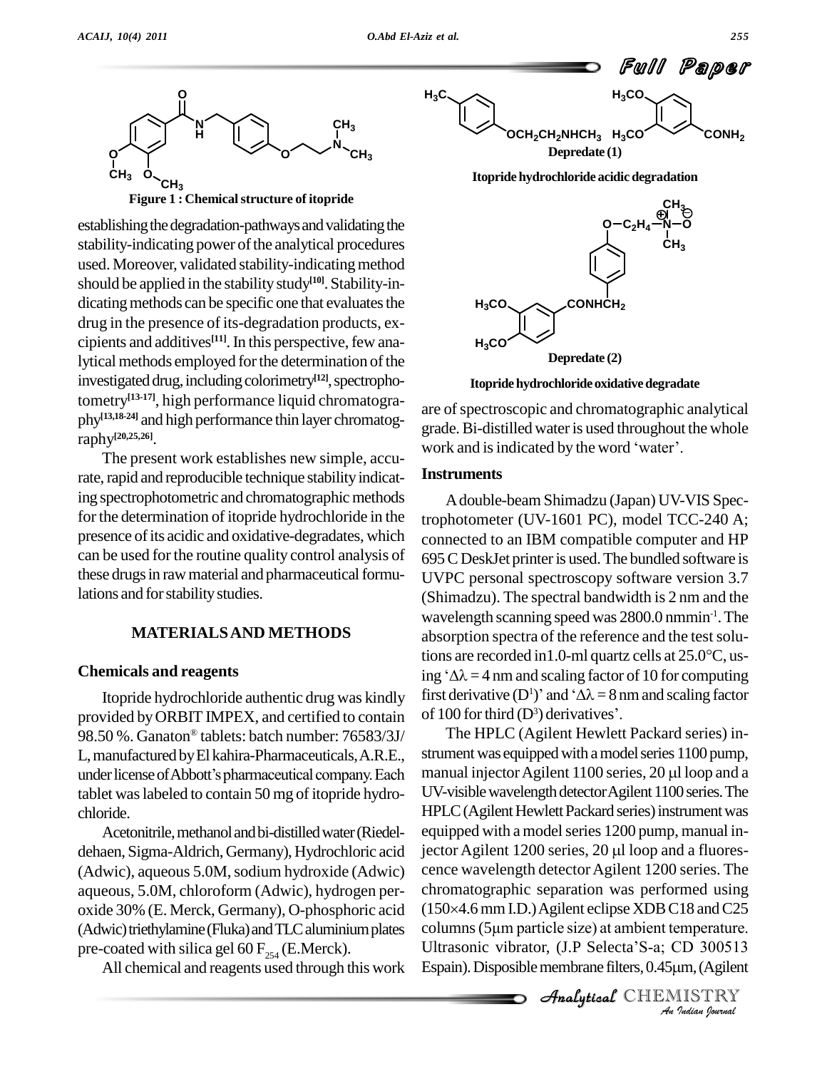Figure 1 : Chemical structure of itopride

establishing the degradation-pathways and validating the stability-indicating power of the analytical procedures used. Moreover, validated stability-indicating method should be applied in the stability study[10]. Stability-indicating methods can be specific one that evaluates the drug in the presence of its-degradation products, excipients and additives[11]. In this perspective, few analytical methods employed for the determination of the investigated drug, including colorimetry[12], spectrophotometry[13-17], high performance liquid chromatography[13,18-24] and high performance thin layer chromatography[20,25,26].

The present work establishes new simple, accurate, rapid and reproducible technique stability indicating spectrophotometric and chromatographic methods for the determination of itopride hydrochloride in the presence of its acidic and oxidative-degradates, which can be used for the routine quality control analysis of these drugs in raw material and pharmaceutical formulations and for stability studies.

## MATERIALS AND METHODS

### Chemicals and reagents

Itopride hydrochloride authentic drug was kindly provided by ORBIT IMPEX, and certified to contain 98.50 %. Ganaton® tablets: batch number: 76583/3J/L, manufactured by El kahira-Pharmaceuticals, A.R.E., under license of Abbott's pharmaceutical company. Each tablet was labeled to contain 50 mg of itopride hydrochloride.

Acetonitrile, methanol and bi-distilled water (Riedel-dehaen, Sigma-Aldrich, Germany), Hydrochloric acid (Adwic), aqueous 5.0M, sodium hydroxide (Adwic) aqueous, 5.0M, chloroform (Adwic), hydrogen peroxide 30% (E. Merck, Germany), O-phosphoric acid (Adwic) triethylamine (Fluka) and TLC aluminium plates pre-coated with silica gel 60 $F_{254}$ (E.Merck).

All chemical and reagents used through this work are of spectroscopic and chromatographic analytical grade. Bi-distilled water is used throughout the whole work and is indicated by the word 'water'.

Depredate (1)

Itopride hydrochloride acidic degradation

Depredate (2)

Itopride hydrochloride oxidative degradate

### Instruments

A double-beam Shimadzu (Japan) UV-VIS Spectrophotometer (UV-1601 PC), model TCC-240 A; connected to an IBM compatible computer and HP 695 C DeskJet printer is used. The bundled software is UVPC personal spectroscopy software version 3.7 (Shimadzu). The spectral bandwidth is 2 nm and the wavelength scanning speed was 2800.0 nmmin$^{-1}$. The absorption spectra of the reference and the test solutions are recorded in1.0-ml quartz cells at 25.0°C, using '$\Delta\lambda$ = 4 nm and scaling factor of 10 for computing first derivative ($D^1$)' and '$\Delta\lambda$ = 8 nm and scaling factor of 100 for third ($D^3$) derivatives'.

The HPLC (Agilent Hewlett Packard series) instrument was equipped with a model series 1100 pump, manual injector Agilent 1100 series, 20 μl loop and a UV-visible wavelength detector Agilent 1100 series. The HPLC (Agilent Hewlett Packard series) instrument was equipped with a model series 1200 pump, manual injector Agilent 1200 series, 20 μl loop and a fluorescence wavelength detector Agilent 1200 series. The chromatographic separation was performed using (150×4.6 mm I.D.) Agilent eclipse XDB C18 and C25 columns (5μm particle size) at ambient temperature. Ultrasonic vibrator, (J.P Selecta'S-a; CD 300513 Espain). Disposible membrane filters, 0.45μm, (Agilent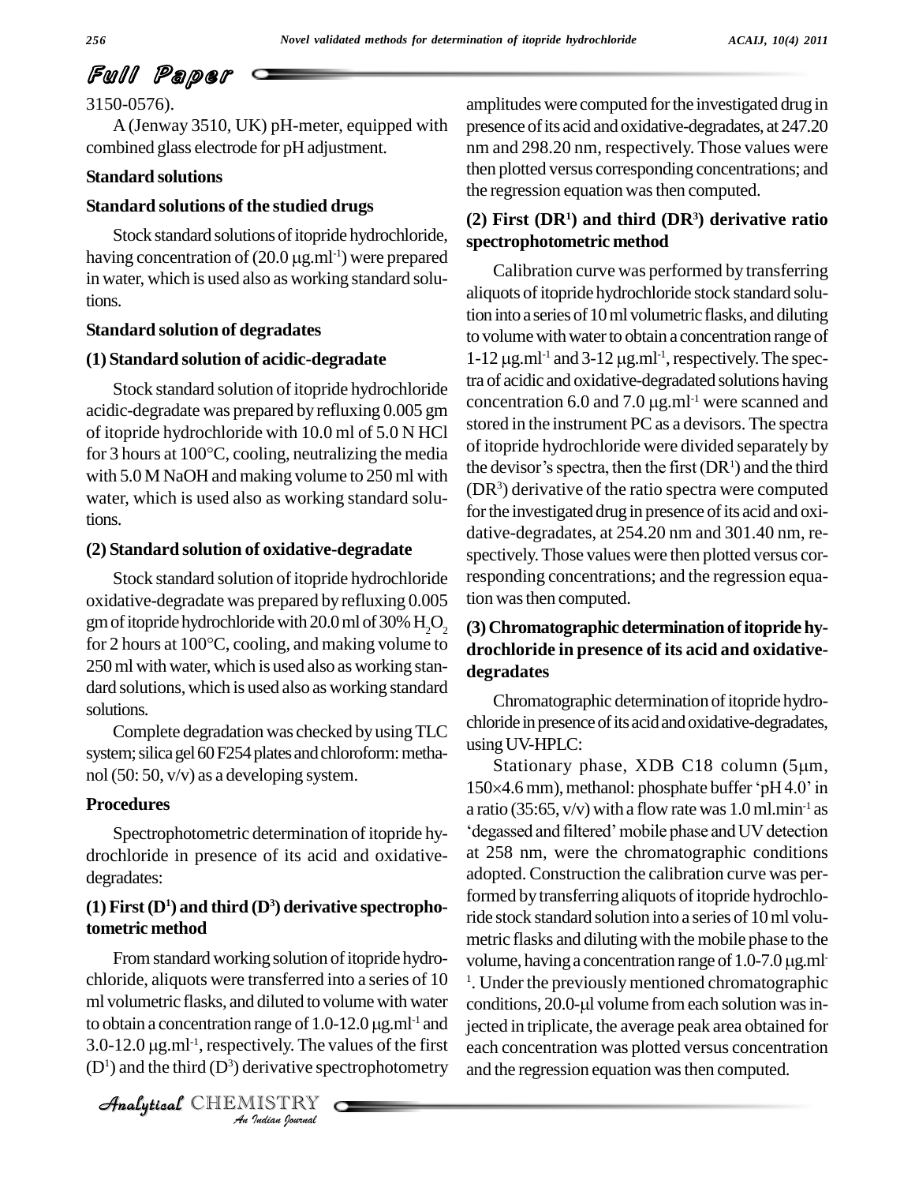3150-0576).

A (Jenway 3510, UK) pH-meter, equipped with combined glass electrode for pH adjustment.

### Standard solutions

### Standard solutions of the studied drugs

Stock standard solutions of itopride hydrochloride, having concentration of (20.0 μg.ml$^{-1}$) were prepared in water, which is used also as working standard solutions.

### Standard solution of degradates

#### (1) Standard solution of acidic-degradate

Stock standard solution of itopride hydrochloride acidic-degradate was prepared by refluxing 0.005 gm of itopride hydrochloride with 10.0 ml of 5.0 N HCl for 3 hours at 100°C, cooling, neutralizing the media with 5.0 M NaOH and making volume to 250 ml with water, which is used also as working standard solutions.

#### (2) Standard solution of oxidative-degradate

Stock standard solution of itopride hydrochloride oxidative-degradate was prepared by refluxing 0.005 gm of itopride hydrochloride with 20.0 ml of 30% $H_2O_2$ for 2 hours at 100°C, cooling, and making volume to 250 ml with water, which is used also as working standard solutions, which is used also as working standard solutions.

Complete degradation was checked by using TLC system; silica gel 60 F254 plates and chloroform: methanol (50: 50, v/v) as a developing system.

### Procedures

Spectrophotometric determination of itopride hydrochloride in presence of its acid and oxidative-degradates:

#### (1) First ($D^1$) and third ($D^3$) derivative spectrophotometric method

From standard working solution of itopride hydrochloride, aliquots were transferred into a series of 10 ml volumetric flasks, and diluted to volume with water to obtain a concentration range of 1.0-12.0 μg.ml$^{-1}$ and 3.0-12.0 μg.ml$^{-1}$, respectively. The values of the first ($D^1$) and the third ($D^3$) derivative spectrophotometry amplitudes were computed for the investigated drug in presence of its acid and oxidative-degradates, at 247.20 nm and 298.20 nm, respectively. Those values were then plotted versus corresponding concentrations; and the regression equation was then computed.

#### (2) First ($DR^1$) and third ($DR^3$) derivative ratio spectrophotometric method

Calibration curve was performed by transferring aliquots of itopride hydrochloride stock standard solution into a series of 10 ml volumetric flasks, and diluting to volume with water to obtain a concentration range of 1-12 μg.ml$^{-1}$ and 3-12 μg.ml$^{-1}$, respectively. The spectra of acidic and oxidative-degradated solutions having concentration 6.0 and 7.0 μg.ml$^{-1}$ were scanned and stored in the instrument PC as a devisors. The spectra of itopride hydrochloride were divided separately by the devisor's spectra, then the first ($DR^1$) and the third ($DR^3$) derivative of the ratio spectra were computed for the investigated drug in presence of its acid and oxidative-degradates, at 254.20 nm and 301.40 nm, respectively. Those values were then plotted versus corresponding concentrations; and the regression equation was then computed.

#### (3) Chromatographic determination of itopride hydrochloride in presence of its acid and oxidative-degradates

Chromatographic determination of itopride hydrochloride in presence of its acid and oxidative-degradates, using UV-HPLC:

Stationary phase, XDB C18 column (5μm, 150×4.6 mm), methanol: phosphate buffer 'pH 4.0' in a ratio (35:65, v/v) with a flow rate was 1.0 ml.min$^{-1}$ as 'degassed and filtered' mobile phase and UV detection at 258 nm, were the chromatographic conditions adopted. Construction the calibration curve was performed by transferring aliquots of itopride hydrochloride stock standard solution into a series of 10 ml volumetric flasks and diluting with the mobile phase to the volume, having a concentration range of 1.0-7.0 μg.ml$^{-1}$. Under the previously mentioned chromatographic conditions, 20.0-μl volume from each solution was injected in triplicate, the average peak area obtained for each concentration was plotted versus concentration and the regression equation was then computed.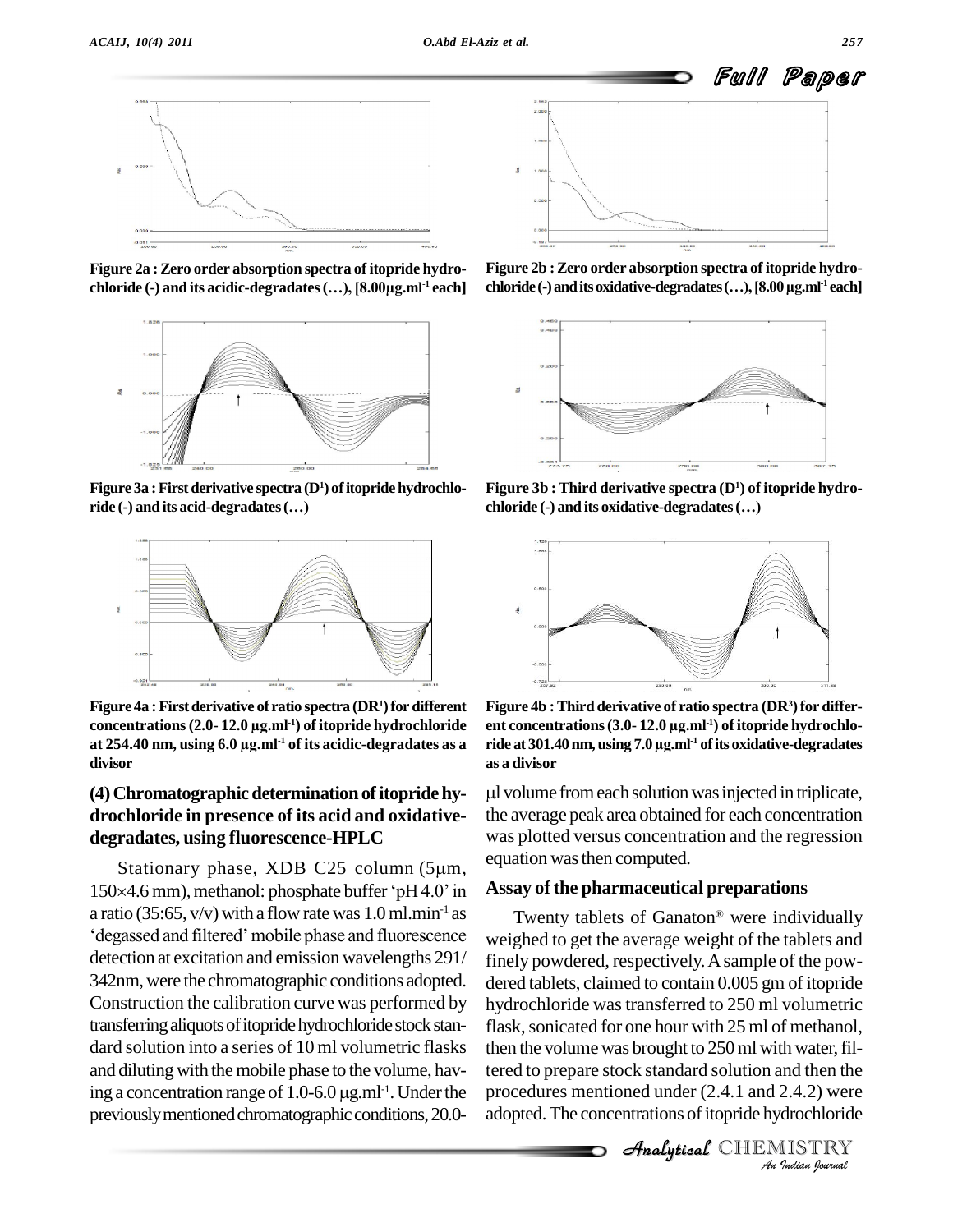Figure 2a : Zero order absorption spectra of itopride hydrochloride (-) and its acidic-degradates (…), [8.00μg.ml$^{-1}$ each]

Figure 2b : Zero order absorption spectra of itopride hydrochloride (-) and its oxidative-degradates (…), [8.00 μg.ml$^{-1}$ each]

Figure 3a : First derivative spectra ($D^1$) of itopride hydrochloride (-) and its acid-degradates (…)

Figure 3b : Third derivative spectra ($D^1$) of itopride hydrochloride (-) and its oxidative-degradates (…)

Figure 4a : First derivative of ratio spectra ($DR^1$) for different concentrations (2.0- 12.0 μg.ml$^{-1}$) of itopride hydrochloride at 254.40 nm, using 6.0 μg.ml$^{-1}$ of its acidic-degradates as a divisor

Figure 4b : Third derivative of ratio spectra ($DR^3$) for different concentrations (3.0- 12.0 μg.ml$^{-1}$) of itopride hydrochloride at 301.40 nm, using 7.0 μg.ml$^{-1}$ of its oxidative-degradates as a divisor

### (4) Chromatographic determination of itopride hydrochloride in presence of its acid and oxidative-degradates, using fluorescence-HPLC

Stationary phase, XDB C25 column (5μm, 150×4.6 mm), methanol: phosphate buffer 'pH 4.0' in a ratio (35:65, v/v) with a flow rate was 1.0 ml.min$^{-1}$ as 'degassed and filtered' mobile phase and fluorescence detection at excitation and emission wavelengths 291/342nm, were the chromatographic conditions adopted. Construction the calibration curve was performed by transferring aliquots of itopride hydrochloride stock standard solution into a series of 10 ml volumetric flasks and diluting with the mobile phase to the volume, having a concentration range of 1.0-6.0 μg.ml$^{-1}$. Under the previously mentioned chromatographic conditions, 20.0-μl volume from each solution was injected in triplicate, the average peak area obtained for each concentration was plotted versus concentration and the regression equation was then computed.

### Assay of the pharmaceutical preparations

Twenty tablets of Ganaton® were individually weighed to get the average weight of the tablets and finely powdered, respectively. A sample of the powdered tablets, claimed to contain 0.005 gm of itopride hydrochloride was transferred to 250 ml volumetric flask, sonicated for one hour with 25 ml of methanol, then the volume was brought to 250 ml with water, filtered to prepare stock standard solution and then the procedures mentioned under (2.4.1 and 2.4.2) were adopted. The concentrations of itopride hydrochloride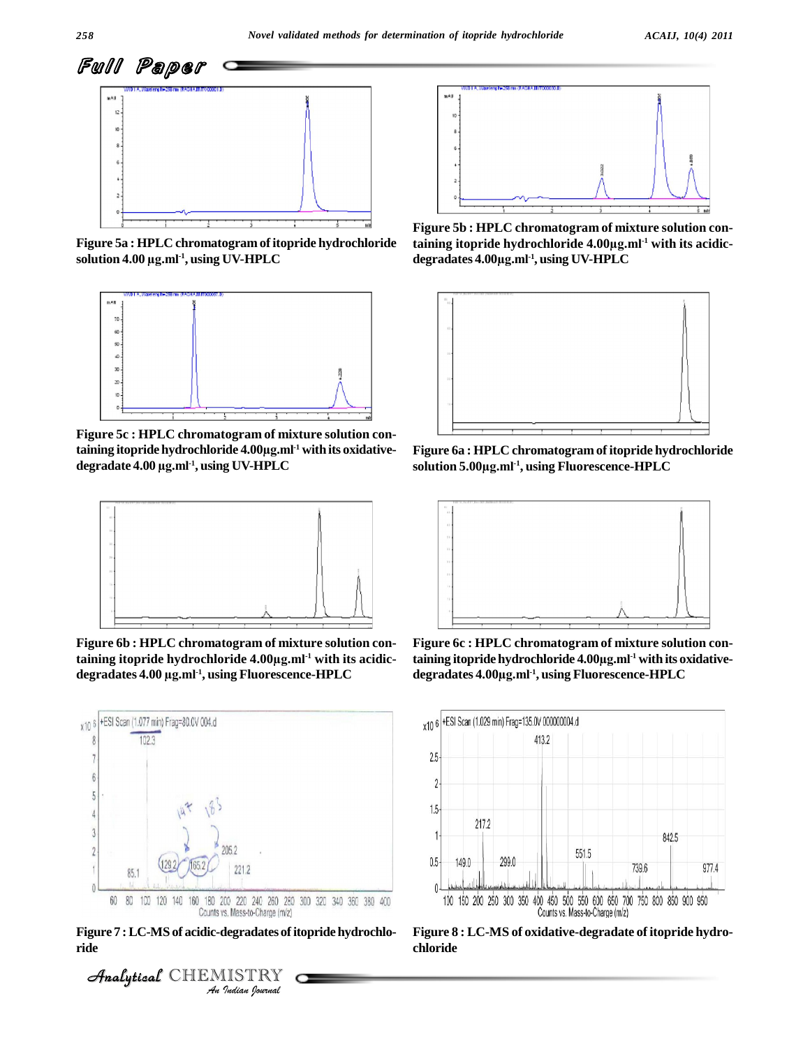Figure 5a : HPLC chromatogram of itopride hydrochloride solution 4.00 µg.ml$^{-1}$, using UV-HPLC

Figure 5b : HPLC chromatogram of mixture solution containing itopride hydrochloride 4.00µg.ml$^{-1}$ with its acidic-degradates 4.00µg.ml$^{-1}$, using UV-HPLC

Figure 5c : HPLC chromatogram of mixture solution containing itopride hydrochloride 4.00µg.ml$^{-1}$ with its oxidative-degradate 4.00 µg.ml$^{-1}$, using UV-HPLC

Figure 6a : HPLC chromatogram of itopride hydrochloride solution 5.00µg.ml$^{-1}$, using Fluorescence-HPLC

Figure 6b : HPLC chromatogram of mixture solution containing itopride hydrochloride 4.00µg.ml$^{-1}$ with its acidic-degradates 4.00 µg.ml$^{-1}$, using Fluorescence-HPLC

Figure 6c : HPLC chromatogram of mixture solution containing itopride hydrochloride 4.00µg.ml$^{-1}$ with its oxidative-degradates 4.00µg.ml$^{-1}$, using Fluorescence-HPLC

Figure 7 : LC-MS of acidic-degradates of itopride hydrochloride

Figure 8 : LC-MS of oxidative-degradate of itopride hydrochloride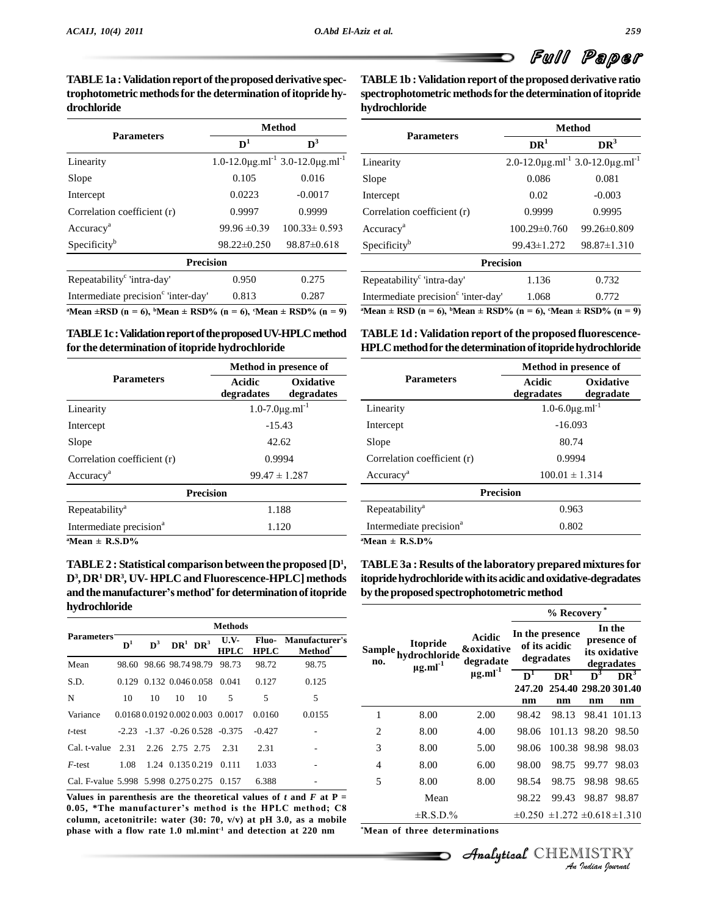**TABLE 1a : Validation report of the proposed derivative spectrophotometric methods for the determination of itopride hydrochloride**

| Parameters | Method | |
|---|---|---|
| | $D^1$ | $D^3$ |
| Linearity | 1.0-12.0μg.ml$^{-1}$ | 3.0-12.0μg.ml$^{-1}$ |
| Slope | 0.105 | 0.016 |
| Intercept | 0.0223 | -0.0017 |
| Correlation coefficient (r) | 0.9997 | 0.9999 |
| Accuracy[a] | 99.96 ±0.39 | 100.33± 0.593 |
| Specificity[b] | 98.22±0.250 | 98.87±0.618 |
| **Precision** | | |
| Repeatability[c] 'intra-day' | 0.950 | 0.275 |
| Intermediate precision[c] 'inter-day' | 0.813 | 0.287 |

[a]Mean ±RSD (n = 6), [b]Mean ± RSD% (n = 6), [c]Mean ± RSD% (n = 9)

**TABLE 1b : Validation report of the proposed derivative ratio spectrophotometric methods for the determination of itopride hydrochloride**

| Parameters | Method | |
|---|---|---|
| | $DR^1$ | $DR^3$ |
| Linearity | 2.0-12.0μg.ml$^{-1}$ | 3.0-12.0μg.ml$^{-1}$ |
| Slope | 0.086 | 0.081 |
| Intercept | 0.02 | -0.003 |
| Correlation coefficient (r) | 0.9999 | 0.9995 |
| Accuracy[a] | 100.29±0.760 | 99.26±0.809 |
| Specificity[b] | 99.43±1.272 | 98.87±1.310 |
| **Precision** | | |
| Repeatability[c] 'intra-day' | 1.136 | 0.732 |
| Intermediate precision[c] 'inter-day' | 1.068 | 0.772 |

[a]Mean ± RSD (n = 6), [b]Mean ± RSD% (n = 6), [c]Mean ± RSD% (n = 9)

**TABLE 1c : Validation report of the proposed UV-HPLC method for the determination of itopride hydrochloride**

| Parameters | Method in presence of | |
|---|---|---|
| | Acidic degradates | Oxidative degradates |
| Linearity | 1.0-7.0μg.ml$^{-1}$ | |
| Intercept | -15.43 | |
| Slope | 42.62 | |
| Correlation coefficient (r) | 0.9994 | |
| Accuracy[a] | 99.47 ± 1.287 | |
| **Precision** | | |
| Repeatability[a] | 1.188 | |
| Intermediate precision[a] | 1.120 | |

[a]Mean ± R.S.D%

**TABLE 1d : Validation report of the proposed fluorescence-HPLC method for the determination of itopride hydrochloride**

| Parameters | Method in presence of | |
|---|---|---|
| | Acidic degradates | Oxidative degradate |
| Linearity | 1.0-6.0μg.ml$^{-1}$ | |
| Intercept | -16.093 | |
| Slope | 80.74 | |
| Correlation coefficient (r) | 0.9994 | |
| Accuracy[a] | 100.01 ± 1.314 | |
| **Precision** | | |
| Repeatability[a] | 0.963 | |
| Intermediate precision[a] | 0.802 | |

[a]Mean ± R.S.D%

**TABLE 2 : Statistical comparison between the proposed [$D^1$, $D^3$, $DR^1$ $DR^3$, UV- HPLC and Fluorescence-HPLC] methods and the manufacturer's method* for determination of itopride hydrochloride**

| Parameters | Methods | | | | | | |
|---|---|---|---|---|---|---|---|
| | $D^1$ | $D^3$ | $DR^1$ | $DR^3$ | U.V-HPLC | Fluo-HPLC | Manufacturer's Method* |
| Mean | 98.60 | 98.66 | 98.74 | 98.79 | 98.73 | 98.72 | 98.75 |
| S.D. | 0.129 | 0.132 | 0.046 | 0.058 | 0.041 | 0.127 | 0.125 |
| N | 10 | 10 | 10 | 10 | 5 | 5 | 5 |
| Variance | 0.0168 | 0.0192 | 0.002 | 0.003 | 0.0017 | 0.0160 | 0.0155 |
| *t*-test | -2.23 | -1.37 | -0.26 | 0.528 | -0.375 | -0.427 | - |
| Cal. t-value | 2.31 | 2.26 | 2.75 | 2.75 | 2.31 | 2.31 | - |
| *F*-test | 1.08 | 1.24 | 0.135 | 0.219 | 0.111 | 1.033 | - |
| Cal. F-value | 5.998 | 5.998 | 0.275 | 0.275 | 0.157 | 6.388 | - |

Values in parenthesis are the theoretical values of *t* and *F* at P = 0.05, *The manufacturer's method is the HPLC method; C8 column, acetonitrile: water (30: 70, v/v) at pH 3.0, as a mobile phase with a flow rate 1.0 ml.mint$^{-1}$ and detection at 220 nm

**TABLE 3a : Results of the laboratory prepared mixtures for itopride hydrochloride with its acidic and oxidative-degradates by the proposed spectrophotometric method**

| Sample no. | Itopride hydrochloride μg.ml$^{-1}$ | Acidic &oxidative degradate μg.ml$^{-1}$ | % Recovery* | | | |
|---|---|---|---|---|---|---|
| | | | In the presence of its acidic degradates | | In the presence of its oxidative degradates | |
| | | | $D^1$ 247.20 nm | $DR^1$ 254.40 nm | $D^3$ 298.20 nm | $DR^3$ 301.40 nm |
| 1 | 8.00 | 2.00 | 98.42 | 98.13 | 98.41 | 101.13 |
| 2 | 8.00 | 4.00 | 98.06 | 101.13 | 98.20 | 98.50 |
| 3 | 8.00 | 5.00 | 98.06 | 100.38 | 98.98 | 98.03 |
| 4 | 8.00 | 6.00 | 98.00 | 98.75 | 99.77 | 98.03 |
| 5 | 8.00 | 8.00 | 98.54 | 98.75 | 98.98 | 98.65 |
| | Mean | | 98.22 | 99.43 | 98.87 | 98.87 |
| | ±R.S.D.% | | ±0.250 | ±1.272 | ±0.618 | ±1.310 |

*Mean of three determinations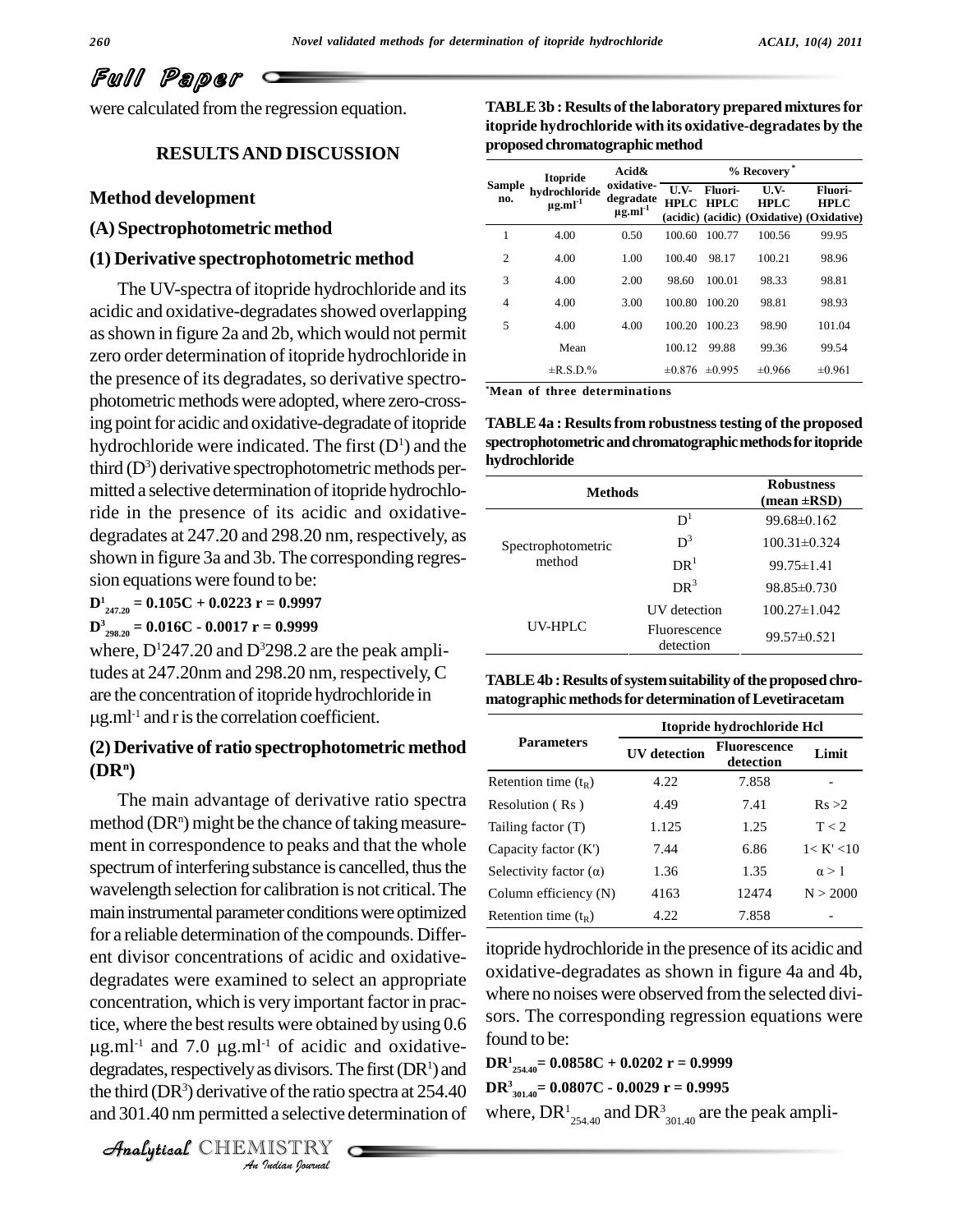were calculated from the regression equation.

## RESULTS AND DISCUSSION

### Method development

### (A) Spectrophotometric method

### (1) Derivative spectrophotometric method

The UV-spectra of itopride hydrochloride and its acidic and oxidative-degradates showed overlapping as shown in figure 2a and 2b, which would not permit zero order determination of itopride hydrochloride in the presence of its degradates, so derivative spectrophotometric methods were adopted, where zero-crossing point for acidic and oxidative-degradate of itopride hydrochloride were indicated. The first ($D^1$) and the third ($D^3$) derivative spectrophotometric methods permitted a selective determination of itopride hydrochloride in the presence of its acidic and oxidative-degradates at 247.20 and 298.20 nm, respectively, as shown in figure 3a and 3b. The corresponding regression equations were found to be:

$\mathbf{D^1_{247.20} = 0.105C + 0.0223 \quad r = 0.9997}$

$\mathbf{D^3_{298.20} = 0.016C - 0.0017 \quad r = 0.9999}$

where, $D^1 247.20$ and $D^3 298.2$ are the peak amplitudes at 247.20nm and 298.20 nm, respectively, C are the concentration of itopride hydrochloride in $\mu g.ml^{-1}$ and r is the correlation coefficient.

### (2) Derivative of ratio spectrophotometric method ($DR^n$)

The main advantage of derivative ratio spectra method ($DR^n$) might be the chance of taking measurement in correspondence to peaks and that the whole spectrum of interfering substance is cancelled, thus the wavelength selection for calibration is not critical. The main instrumental parameter conditions were optimized for a reliable determination of the compounds. Different divisor concentrations of acidic and oxidative-degradates were examined to select an appropriate concentration, which is very important factor in practice, where the best results were obtained by using 0.6 $\mu g.ml^{-1}$ and 7.0 $\mu g.ml^{-1}$ of acidic and oxidative-degradates, respectively as divisors. The first ($DR^1$) and the third ($DR^3$) derivative of the ratio spectra at 254.40 and 301.40 nm permitted a selective determination of itopride hydrochloride in the presence of its acidic and oxidative-degradates as shown in figure 4a and 4b, where no noises were observed from the selected divisors. The corresponding regression equations were found to be:

$\mathbf{DR^1_{254.40} = 0.0858C + 0.0202 \quad r = 0.9999}$

$\mathbf{DR^3_{301.40} = 0.0807C - 0.0029 \quad r = 0.9995}$

where, $DR^1_{254.40}$ and $DR^3_{301.40}$ are the peak ampli-

**TABLE 3b : Results of the laboratory prepared mixtures for itopride hydrochloride with its oxidative-degradates by the proposed chromatographic method**

| Sample no. | Itopride hydrochloride $\mu g.ml^{-1}$ | Acid& oxidative-degradate $\mu g.ml^{-1}$ | % Recovery* | | | |
|---|---|---|---|---|---|---|
| | | | U.V-HPLC (acidic) | Fluori-HPLC (acidic) | U.V-HPLC (Oxidative) | Fluori-HPLC (Oxidative) |
| 1 | 4.00 | 0.50 | 100.60 | 100.77 | 100.56 | 99.95 |
| 2 | 4.00 | 1.00 | 100.40 | 98.17 | 100.21 | 98.96 |
| 3 | 4.00 | 2.00 | 98.60 | 100.01 | 98.33 | 98.81 |
| 4 | 4.00 | 3.00 | 100.80 | 100.20 | 98.81 | 98.93 |
| 5 | 4.00 | 4.00 | 100.20 | 100.23 | 98.90 | 101.04 |
| | Mean | | 100.12 | 99.88 | 99.36 | 99.54 |
| | ±R.S.D.% | | ±0.876 | ±0.995 | ±0.966 | ±0.961 |

*Mean of three determinations

**TABLE 4a : Results from robustness testing of the proposed spectrophotometric and chromatographic methods for itopride hydrochloride**

| Methods | | Robustness (mean ±RSD) |
|---|---|---|
| Spectrophotometric method | $D^1$ | 99.68±0.162 |
| | $D^3$ | 100.31±0.324 |
| | $DR^1$ | 99.75±1.41 |
| | $DR^3$ | 98.85±0.730 |
| UV-HPLC | UV detection | 100.27±1.042 |
| | Fluorescence detection | 99.57±0.521 |

**TABLE 4b : Results of system suitability of the proposed chromatographic methods for determination of Levetiracetam**

| Parameters | Itopride hydrochloride Hcl | | |
|---|---|---|---|
| | UV detection | Fluorescence detection | Limit |
| Retention time ($t_R$) | 4.22 | 7.858 | - |
| Resolution ( Rs ) | 4.49 | 7.41 | Rs >2 |
| Tailing factor (T) | 1.125 | 1.25 | T < 2 |
| Capacity factor (K') | 7.44 | 6.86 | 1< K' <10 |
| Selectivity factor (α) | 1.36 | 1.35 | α > 1 |
| Column efficiency (N) | 4163 | 12474 | N > 2000 |
| Retention time ($t_R$) | 4.22 | 7.858 | - |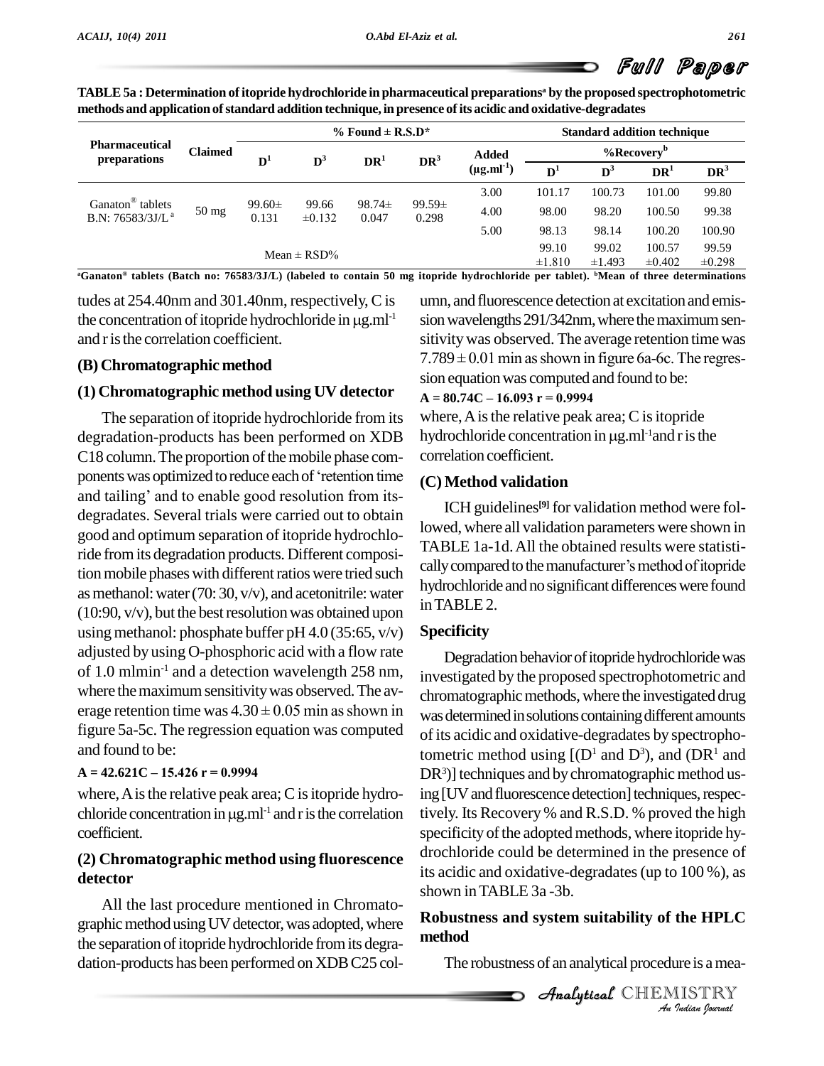TABLE 5a : Determination of itopride hydrochloride in pharmaceutical preparations[a] by the proposed spectrophotometric methods and application of standard addition technique, in presence of its acidic and oxidative-degradates

| Pharmaceutical preparations | Claimed | % Found ± R.S.D* | | | | Standard addition technique | | | | |
|---|---|---|---|---|---|---|---|---|---|---|
| | | | | | | Added ($\mu g.ml^{-1}$) | %Recovery[b] | | | |
| | | $D^1$ | $D^3$ | $DR^1$ | $DR^3$ | | $D^1$ | $D^3$ | $DR^1$ | $DR^3$ |
| Ganaton® tablets B.N: 76583/3J/L[a] | 50 mg | 99.60± 0.131 | 99.66 ±0.132 | 98.74± 0.047 | 99.59± 0.298 | 3.00 | 101.17 | 100.73 | 101.00 | 99.80 |
| | | | | | | 4.00 | 98.00 | 98.20 | 100.50 | 99.38 |
| | | | | | | 5.00 | 98.13 | 98.14 | 100.20 | 100.90 |
| Mean ± RSD% | | | | | | | 99.10 ±1.810 | 99.02 ±1.493 | 100.57 ±0.402 | 99.59 ±0.298 |

[a]Ganaton® tablets (Batch no: 76583/3J/L) (labeled to contain 50 mg itopride hydrochloride per tablet). [b]Mean of three determinations

tudes at 254.40nm and 301.40nm, respectively, C is the concentration of itopride hydrochloride in $\mu g.ml^{-1}$ and r is the correlation coefficient.

### (B) Chromatographic method

#### (1) Chromatographic method using UV detector

The separation of itopride hydrochloride from its degradation-products has been performed on XDB C18 column. The proportion of the mobile phase components was optimized to reduce each of 'retention time and tailing' and to enable good resolution from its-degradates. Several trials were carried out to obtain good and optimum separation of itopride hydrochloride from its degradation products. Different composition mobile phases with different ratios were tried such as methanol: water (70: 30, v/v), and acetonitrile: water (10:90, v/v), but the best resolution was obtained upon using methanol: phosphate buffer pH 4.0 (35:65, v/v) adjusted by using O-phosphoric acid with a flow rate of 1.0 $ml min^{-1}$ and a detection wavelength 258 nm, where the maximum sensitivity was observed. The average retention time was $4.30 \pm 0.05$ min as shown in figure 5a-5c. The regression equation was computed and found to be:

**A = 42.621C – 15.426 r = 0.9994**

where, A is the relative peak area; C is itopride hydrochloride concentration in $\mu g.ml^{-1}$ and r is the correlation coefficient.

#### (2) Chromatographic method using fluorescence detector

All the last procedure mentioned in Chromatographic method using UV detector, was adopted, where the separation of itopride hydrochloride from its degradation-products has been performed on XDB C25 column, and fluorescence detection at excitation and emission wavelengths 291/342nm, where the maximum sensitivity was observed. The average retention time was $7.789 \pm 0.01$ min as shown in figure 6a-6c. The regression equation was computed and found to be:

**A = 80.74C – 16.093 r = 0.9994**

where, A is the relative peak area; C is itopride hydrochloride concentration in $\mu g.ml^{-1}$ and r is the correlation coefficient.

### (C) Method validation

ICH guidelines[9] for validation method were followed, where all validation parameters were shown in TABLE 1a-1d. All the obtained results were statistically compared to the manufacturer's method of itopride hydrochloride and no significant differences were found in TABLE 2.

#### Specificity

Degradation behavior of itopride hydrochloride was investigated by the proposed spectrophotometric and chromatographic methods, where the investigated drug was determined in solutions containing different amounts of its acidic and oxidative-degradates by spectrophotometric method using [($D^1$ and $D^3$), and ($DR^1$ and $DR^3$)] techniques and by chromatographic method using [UV and fluorescence detection] techniques, respectively. Its Recovery % and R.S.D. % proved the high specificity of the adopted methods, where itopride hydrochloride could be determined in the presence of its acidic and oxidative-degradates (up to 100 %), as shown in TABLE 3a -3b.

#### Robustness and system suitability of the HPLC method

The robustness of an analytical procedure is a mea-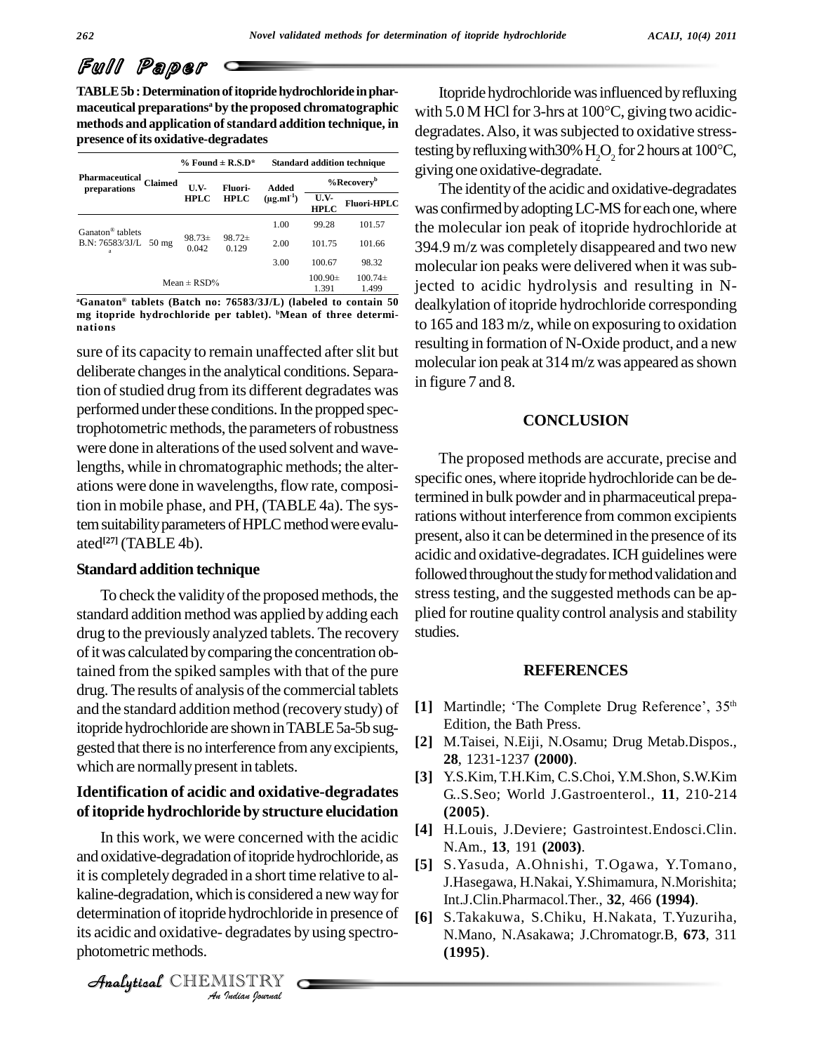**TABLE 5b : Determination of itopride hydrochloride in pharmaceutical preparations[a] by the proposed chromatographic methods and application of standard addition technique, in presence of its oxidative-degradates**

| Pharmaceutical preparations | Claimed | % Found ± R.S.D* | | Standard addition technique | | |
|---|---|---|---|---|---|---|
| | | U.V-HPLC | Fluori-HPLC | Added ($\mu g.ml^{-1}$) | %Recovery[b] | |
| | | | | | U.V-HPLC | Fluori-HPLC |
| Ganaton® tablets B.N: 76583/3J/L [a] | 50 mg | 98.73± 0.042 | 98.72± 0.129 | 1.00 | 99.28 | 101.57 |
| | | | | 2.00 | 101.75 | 101.66 |
| | | | | 3.00 | 100.67 | 98.32 |
| Mean ± RSD% | | | | | 100.90± 1.391 | 100.74± 1.499 |

[a]Ganaton® tablets (Batch no: 76583/3J/L) (labeled to contain 50 mg itopride hydrochloride per tablet). [b]Mean of three determinations

sure of its capacity to remain unaffected after slit but deliberate changes in the analytical conditions. Separation of studied drug from its different degradates was performed under these conditions. In the propped spectrophotometric methods, the parameters of robustness were done in alterations of the used solvent and wavelengths, while in chromatographic methods; the alterations were done in wavelengths, flow rate, composition in mobile phase, and PH, (TABLE 4a). The system suitability parameters of HPLC method were evaluated[27] (TABLE 4b).

### Standard addition technique

To check the validity of the proposed methods, the standard addition method was applied by adding each drug to the previously analyzed tablets. The recovery of it was calculated by comparing the concentration obtained from the spiked samples with that of the pure drug. The results of analysis of the commercial tablets and the standard addition method (recovery study) of itopride hydrochloride are shown in TABLE 5a-5b suggested that there is no interference from any excipients, which are normally present in tablets.

### Identification of acidic and oxidative-degradates of itopride hydrochloride by structure elucidation

In this work, we were concerned with the acidic and oxidative-degradation of itopride hydrochloride, as it is completely degraded in a short time relative to alkaline-degradation, which is considered a new way for determination of itopride hydrochloride in presence of its acidic and oxidative- degradates by using spectrophotometric methods.

Itopride hydrochloride was influenced by refluxing with 5.0 M HCl for 3-hrs at 100°C, giving two acidic-degradates. Also, it was subjected to oxidative stress-testing by refluxing with30% $H_2O_2$ for 2 hours at 100°C, giving one oxidative-degradate.

The identity of the acidic and oxidative-degradates was confirmed by adopting LC-MS for each one, where the molecular ion peak of itopride hydrochloride at 394.9 m/z was completely disappeared and two new molecular ion peaks were delivered when it was subjected to acidic hydrolysis and resulting in N-dealkylation of itopride hydrochloride corresponding to 165 and 183 m/z, while on exposuring to oxidation resulting in formation of N-Oxide product, and a new molecular ion peak at 314 m/z was appeared as shown in figure 7 and 8.

## CONCLUSION

The proposed methods are accurate, precise and specific ones, where itopride hydrochloride can be determined in bulk powder and in pharmaceutical preparations without interference from common excipients present, also it can be determined in the presence of its acidic and oxidative-degradates. ICH guidelines were followed throughout the study for method validation and stress testing, and the suggested methods can be applied for routine quality control analysis and stability studies.

## REFERENCES

[1] Martindle; 'The Complete Drug Reference', 35th Edition, the Bath Press.

[2] M.Taisei, N.Eiji, N.Osamu; Drug Metab.Dispos., **28**, 1231-1237 **(2000)**.

[3] Y.S.Kim, T.H.Kim, C.S.Choi, Y.M.Shon, S.W.Kim G..S.Seo; World J.Gastroenterol., **11**, 210-214 **(2005)**.

[4] H.Louis, J.Deviere; Gastrointest.Endosci.Clin. N.Am., **13**, 191 **(2003)**.

[5] S.Yasuda, A.Ohnishi, T.Ogawa, Y.Tomano, J.Hasegawa, H.Nakai, Y.Shimamura, N.Morishita; Int.J.Clin.Pharmacol.Ther., **32**, 466 **(1994)**.

[6] S.Takakuwa, S.Chiku, H.Nakata, T.Yuzuriha, N.Mano, N.Asakawa; J.Chromatogr.B, **673**, 311 **(1995)**.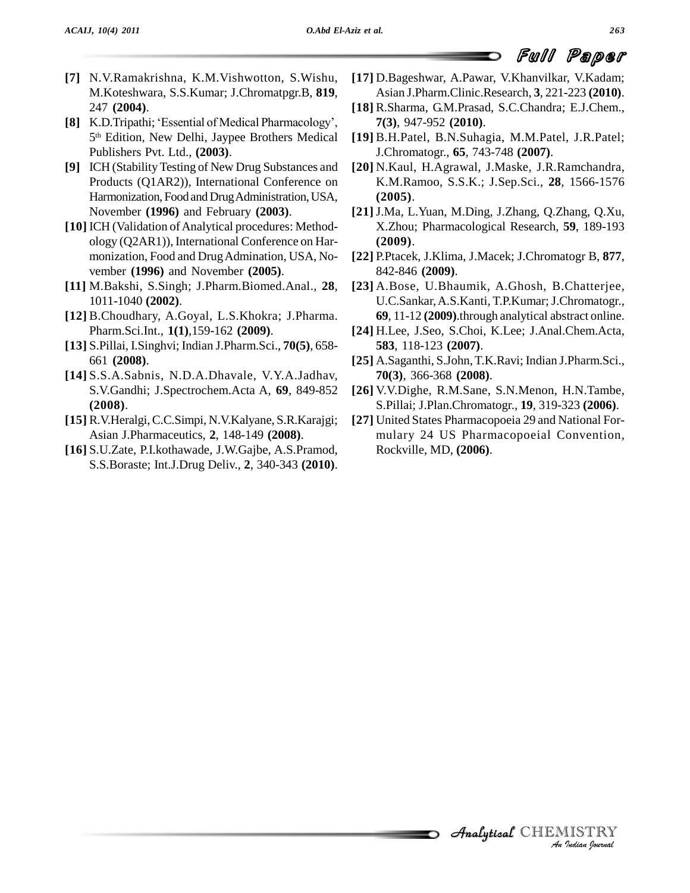[7] N.V.Ramakrishna, K.M.Vishwotton, S.Wishu, M.Koteshwara, S.S.Kumar; J.Chromatpgr.B, **819**, 247 **(2004)**.

[8] K.D.Tripathi; 'Essential of Medical Pharmacology', 5th Edition, New Delhi, Jaypee Brothers Medical Publishers Pvt. Ltd., **(2003)**.

[9] ICH (Stability Testing of New Drug Substances and Products (Q1AR2)), International Conference on Harmonization, Food and Drug Administration, USA, November **(1996)** and February **(2003)**.

[10] ICH (Validation of Analytical procedures: Methodology (Q2AR1)), International Conference on Harmonization, Food and Drug Admination, USA, November **(1996)** and November **(2005)**.

[11] M.Bakshi, S.Singh; J.Pharm.Biomed.Anal., **28**, 1011-1040 **(2002)**.

[12] B.Choudhary, A.Goyal, L.S.Khokra; J.Pharma. Pharm.Sci.Int., **1(1)**,159-162 **(2009)**.

[13] S.Pillai, I.Singhvi; Indian J.Pharm.Sci., **70(5)**, 658-661 **(2008)**.

[14] S.S.A.Sabnis, N.D.A.Dhavale, V.Y.A.Jadhav, S.V.Gandhi; J.Spectrochem.Acta A, **69**, 849-852 **(2008)**.

[15] R.V.Heralgi, C.C.Simpi, N.V.Kalyane, S.R.Karajgi; Asian J.Pharmaceutics, **2**, 148-149 **(2008)**.

[16] S.U.Zate, P.I.kothawade, J.W.Gajbe, A.S.Pramod, S.S.Boraste; Int.J.Drug Deliv., **2**, 340-343 **(2010)**.

[17] D.Bageshwar, A.Pawar, V.Khanvilkar, V.Kadam; Asian J.Pharm.Clinic.Research, **3**, 221-223 **(2010)**.

[18] R.Sharma, G.M.Prasad, S.C.Chandra; E.J.Chem., **7(3)**, 947-952 **(2010)**.

[19] B.H.Patel, B.N.Suhagia, M.M.Patel, J.R.Patel; J.Chromatogr., **65**, 743-748 **(2007)**.

[20] N.Kaul, H.Agrawal, J.Maske, J.R.Ramchandra, K.M.Ramoo, S.S.K.; J.Sep.Sci., **28**, 1566-1576 **(2005)**.

[21] J.Ma, L.Yuan, M.Ding, J.Zhang, Q.Zhang, Q.Xu, X.Zhou; Pharmacological Research, **59**, 189-193 **(2009)**.

[22] P.Ptacek, J.Klima, J.Macek; J.Chromatogr B, **877**, 842-846 **(2009)**.

[23] A.Bose, U.Bhaumik, A.Ghosh, B.Chatterjee, U.C.Sankar, A.S.Kanti, T.P.Kumar; J.Chromatogr., **69**, 11-12 **(2009)**.through analytical abstract online.

[24] H.Lee, J.Seo, S.Choi, K.Lee; J.Anal.Chem.Acta, **583**, 118-123 **(2007)**.

[25] A.Saganthi, S.John, T.K.Ravi; Indian J.Pharm.Sci., **70(3)**, 366-368 **(2008)**.

[26] V.V.Dighe, R.M.Sane, S.N.Menon, H.N.Tambe, S.Pillai; J.Plan.Chromatogr., **19**, 319-323 **(2006)**.

[27] United States Pharmacopoeia 29 and National Formulary 24 US Pharmacopoeial Convention, Rockville, MD, **(2006)**.